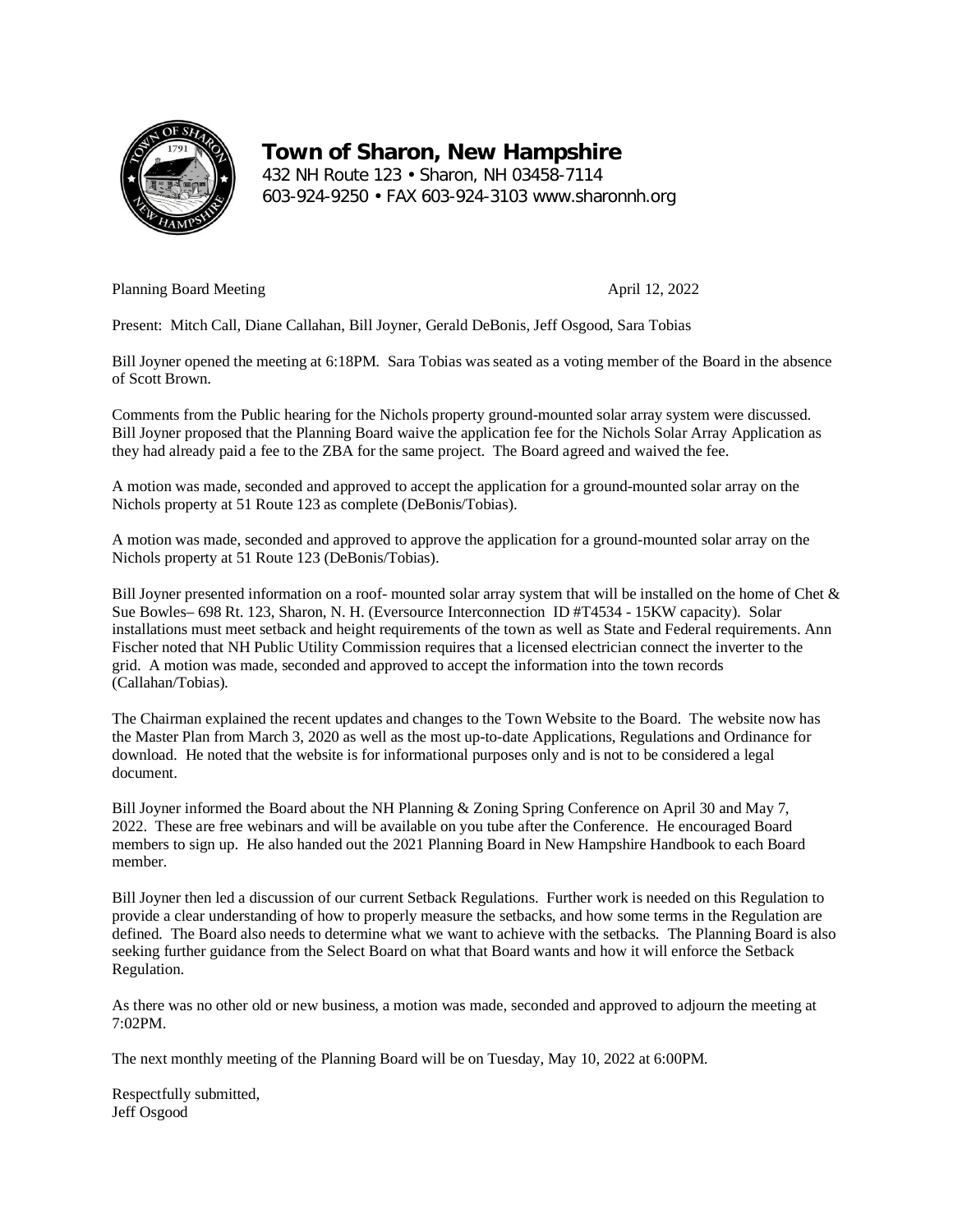# Town of Sharon, New Hampshire

432 NH Route 123 • Sharon, NH 03458-7114
603-924-9250 • FAX 603-924-3103 www.sharonnh.org

Planning Board Meeting April 12, 2022

Present: Mitch Call, Diane Callahan, Bill Joyner, Gerald DeBonis, Jeff Osgood, Sara Tobias

Bill Joyner opened the meeting at 6:18PM. Sara Tobias was seated as a voting member of the Board in the absence of Scott Brown.

Comments from the Public hearing for the Nichols property ground-mounted solar array system were discussed. Bill Joyner proposed that the Planning Board waive the application fee for the Nichols Solar Array Application as they had already paid a fee to the ZBA for the same project. The Board agreed and waived the fee.

A motion was made, seconded and approved to accept the application for a ground-mounted solar array on the Nichols property at 51 Route 123 as complete (DeBonis/Tobias).

A motion was made, seconded and approved to approve the application for a ground-mounted solar array on the Nichols property at 51 Route 123 (DeBonis/Tobias).

Bill Joyner presented information on a roof- mounted solar array system that will be installed on the home of Chet & Sue Bowles– 698 Rt. 123, Sharon, N. H. (Eversource Interconnection ID #T4534 - 15KW capacity). Solar installations must meet setback and height requirements of the town as well as State and Federal requirements. Ann Fischer noted that NH Public Utility Commission requires that a licensed electrician connect the inverter to the grid. A motion was made, seconded and approved to accept the information into the town records (Callahan/Tobias).

The Chairman explained the recent updates and changes to the Town Website to the Board. The website now has the Master Plan from March 3, 2020 as well as the most up-to-date Applications, Regulations and Ordinance for download. He noted that the website is for informational purposes only and is not to be considered a legal document.

Bill Joyner informed the Board about the NH Planning & Zoning Spring Conference on April 30 and May 7, 2022. These are free webinars and will be available on you tube after the Conference. He encouraged Board members to sign up. He also handed out the 2021 Planning Board in New Hampshire Handbook to each Board member.

Bill Joyner then led a discussion of our current Setback Regulations. Further work is needed on this Regulation to provide a clear understanding of how to properly measure the setbacks, and how some terms in the Regulation are defined. The Board also needs to determine what we want to achieve with the setbacks. The Planning Board is also seeking further guidance from the Select Board on what that Board wants and how it will enforce the Setback Regulation.

As there was no other old or new business, a motion was made, seconded and approved to adjourn the meeting at 7:02PM.

The next monthly meeting of the Planning Board will be on Tuesday, May 10, 2022 at 6:00PM.

Respectfully submitted,
Jeff Osgood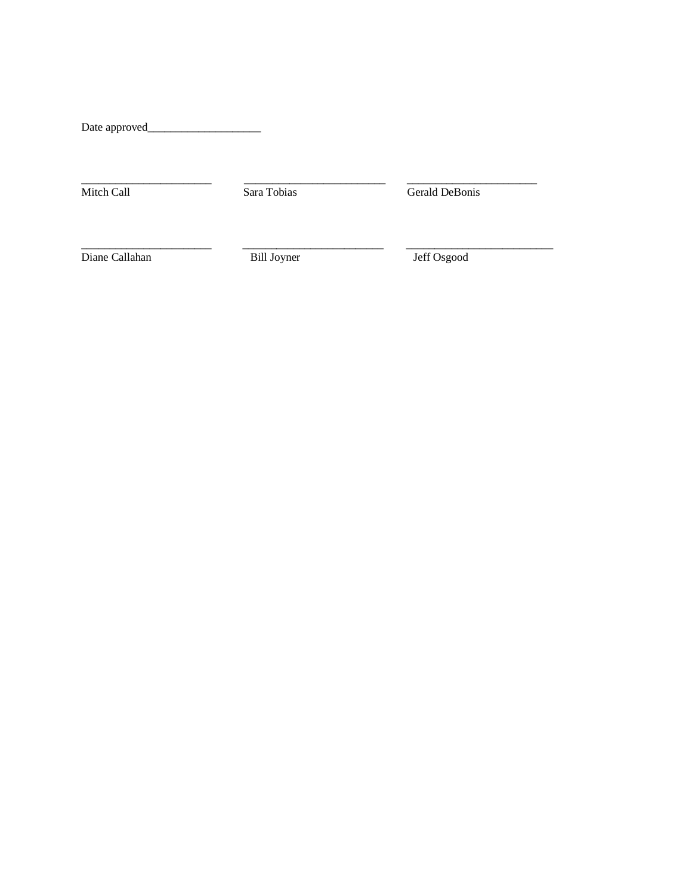Date approved____________________

| | | |
|---|---|---|
| ______________________ | ________________________ | ______________________ |
| Mitch Call | Sara Tobias | Gerald DeBonis |
| ______________________ | ________________________ | _________________________ |
| Diane Callahan | Bill Joyner | Jeff Osgood |